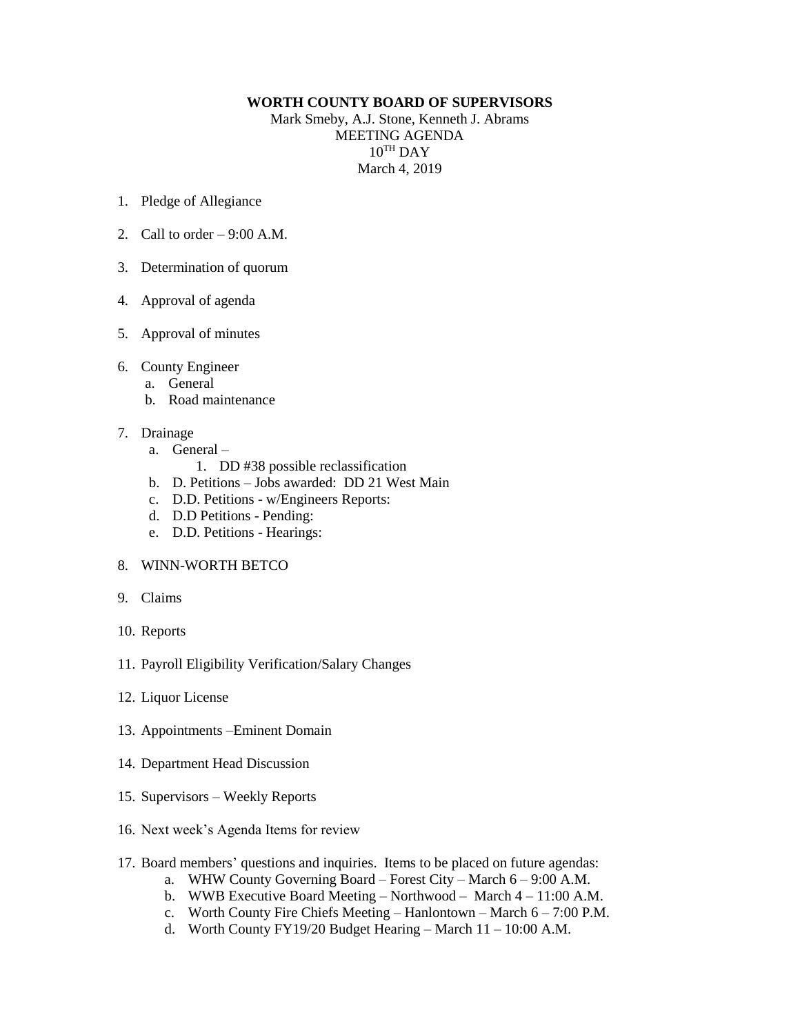**WORTH COUNTY BOARD OF SUPERVISORS**

Mark Smeby, A.J. Stone, Kenneth J. Abrams
MEETING AGENDA
10TH DAY
March 4, 2019

1. Pledge of Allegiance
2. Call to order – 9:00 A.M.
3. Determination of quorum
4. Approval of agenda
5. Approval of minutes
6. County Engineer
   a. General
   b. Road maintenance
7. Drainage
   a. General –
      1. DD #38 possible reclassification
   b. D. Petitions – Jobs awarded: DD 21 West Main
   c. D.D. Petitions - w/Engineers Reports:
   d. D.D Petitions - Pending:
   e. D.D. Petitions - Hearings:
8. WINN-WORTH BETCO
9. Claims
10. Reports
11. Payroll Eligibility Verification/Salary Changes
12. Liquor License
13. Appointments –Eminent Domain
14. Department Head Discussion
15. Supervisors – Weekly Reports
16. Next week's Agenda Items for review
17. Board members' questions and inquiries. Items to be placed on future agendas:
    a. WHW County Governing Board – Forest City – March 6 – 9:00 A.M.
    b. WWB Executive Board Meeting – Northwood – March 4 – 11:00 A.M.
    c. Worth County Fire Chiefs Meeting – Hanlontown – March 6 – 7:00 P.M.
    d. Worth County FY19/20 Budget Hearing – March 11 – 10:00 A.M.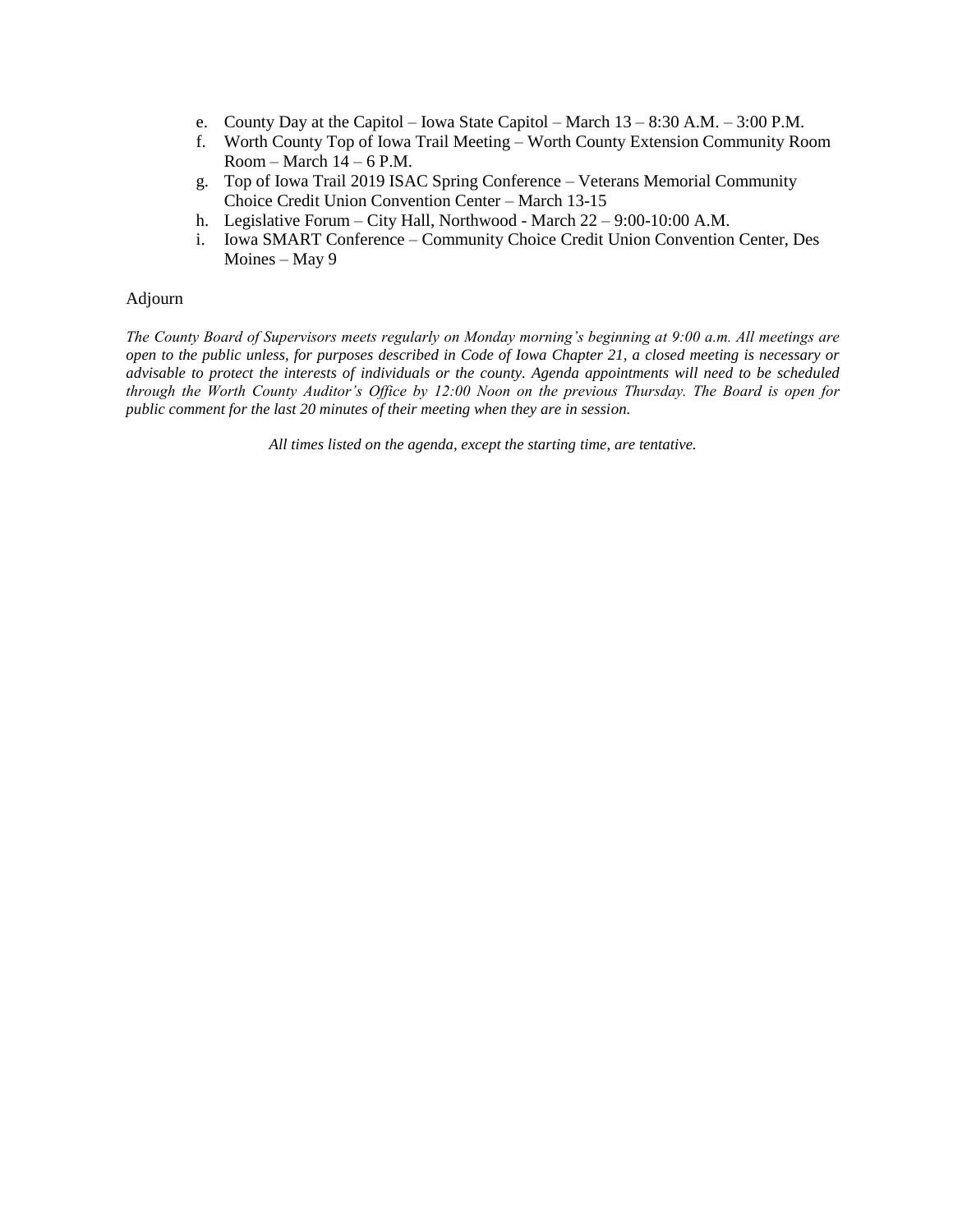e. County Day at the Capitol – Iowa State Capitol – March 13 – 8:30 A.M. – 3:00 P.M.
f. Worth County Top of Iowa Trail Meeting – Worth County Extension Community Room Room – March 14 – 6 P.M.
g. Top of Iowa Trail 2019 ISAC Spring Conference – Veterans Memorial Community Choice Credit Union Convention Center – March 13-15
h. Legislative Forum – City Hall, Northwood - March 22 – 9:00-10:00 A.M.
i. Iowa SMART Conference – Community Choice Credit Union Convention Center, Des Moines – May 9

Adjourn

*The County Board of Supervisors meets regularly on Monday morning's beginning at 9:00 a.m. All meetings are open to the public unless, for purposes described in Code of Iowa Chapter 21, a closed meeting is necessary or advisable to protect the interests of individuals or the county. Agenda appointments will need to be scheduled through the Worth County Auditor's Office by 12:00 Noon on the previous Thursday. The Board is open for public comment for the last 20 minutes of their meeting when they are in session.*

*All times listed on the agenda, except the starting time, are tentative.*